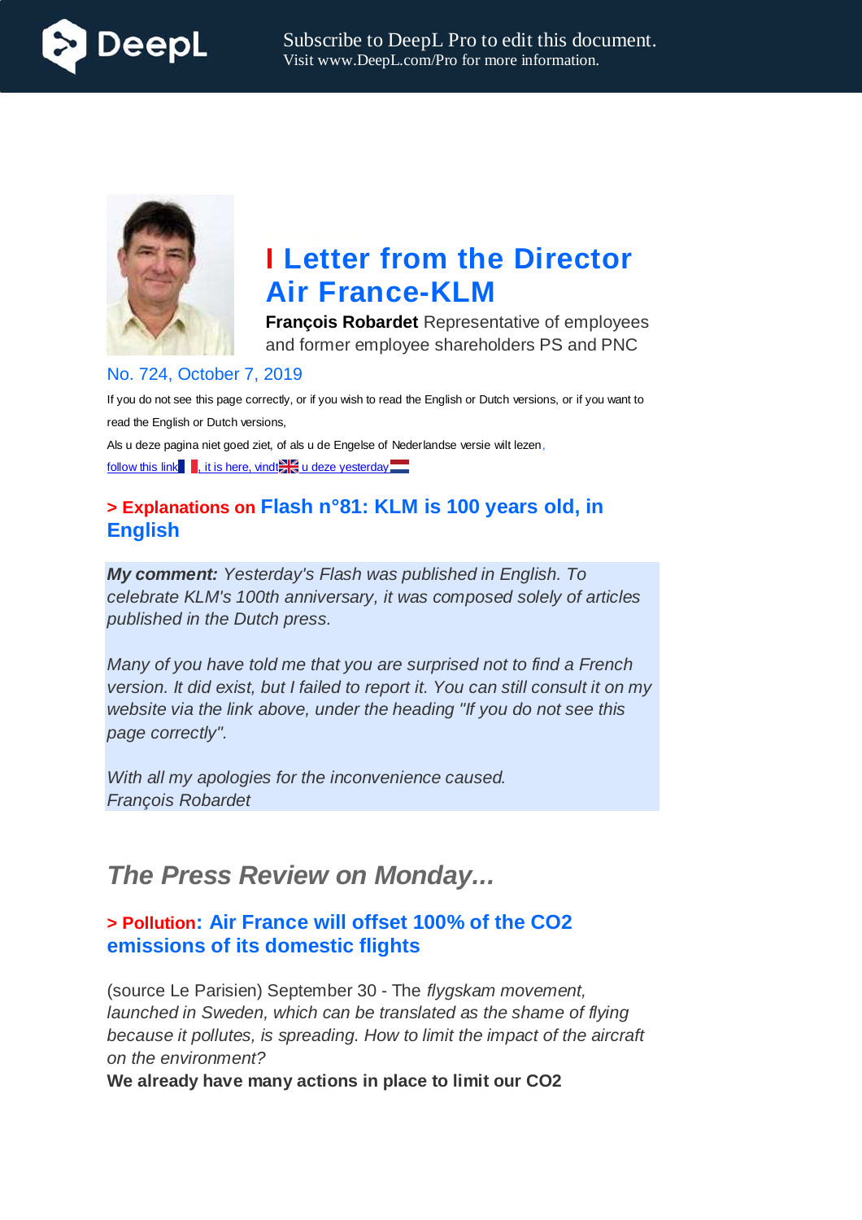# I Letter from the Director Air France-KLM

**François Robardet** Representative of employees and former employee shareholders PS and PNC

No. 724, October 7, 2019

If you do not see this page correctly, or if you wish to read the English or Dutch versions, or if you want to read the English or Dutch versions,

Als u deze pagina niet goed ziet, of als u de Engelse of Nederlandse versie wilt lezen,

follow this link , it is here, vindt u deze yesterday

## > Explanations on Flash n°81: KLM is 100 years old, in English

***My comment:*** *Yesterday's Flash was published in English. To celebrate KLM's 100th anniversary, it was composed solely of articles published in the Dutch press.*

*Many of you have told me that you are surprised not to find a French version. It did exist, but I failed to report it. You can still consult it on my website via the link above, under the heading "If you do not see this page correctly".*

*With all my apologies for the inconvenience caused.*
*François Robardet*

## *The Press Review on Monday...*

### > Pollution: Air France will offset 100% of the CO2 emissions of its domestic flights

(source Le Parisien) September 30 - The *flygskam movement, launched in Sweden, which can be translated as the shame of flying because it pollutes, is spreading. How to limit the impact of the aircraft on the environment?*

**We already have many actions in place to limit our CO2**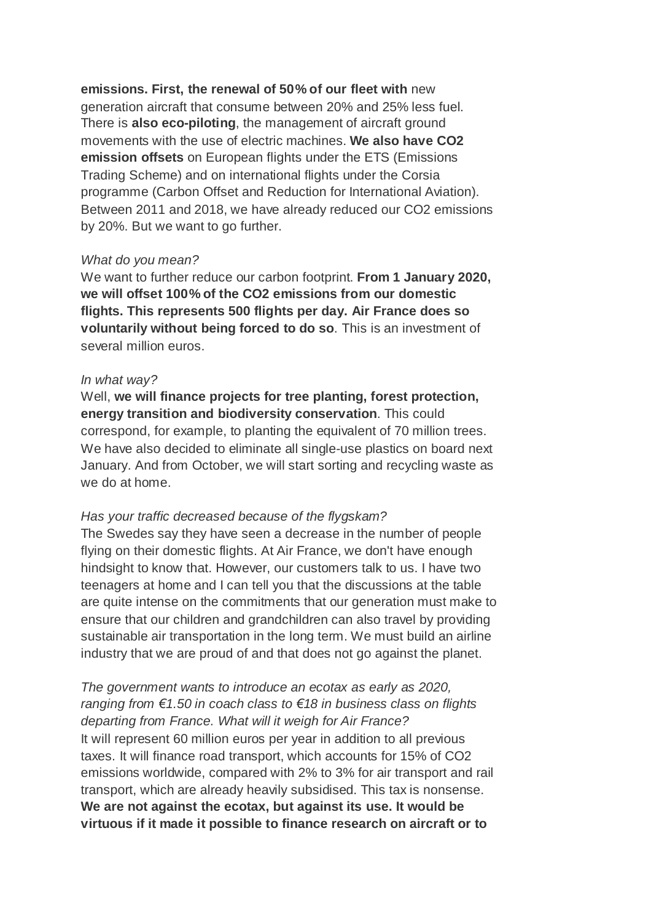**emissions. First, the renewal of 50% of our fleet with** new generation aircraft that consume between 20% and 25% less fuel. There is **also eco-piloting**, the management of aircraft ground movements with the use of electric machines. **We also have CO2 emission offsets** on European flights under the ETS (Emissions Trading Scheme) and on international flights under the Corsia programme (Carbon Offset and Reduction for International Aviation). Between 2011 and 2018, we have already reduced our CO2 emissions by 20%. But we want to go further.

*What do you mean?*

We want to further reduce our carbon footprint. **From 1 January 2020, we will offset 100% of the CO2 emissions from our domestic flights. This represents 500 flights per day. Air France does so voluntarily without being forced to do so**. This is an investment of several million euros.

*In what way?*

Well, **we will finance projects for tree planting, forest protection, energy transition and biodiversity conservation**. This could correspond, for example, to planting the equivalent of 70 million trees. We have also decided to eliminate all single-use plastics on board next January. And from October, we will start sorting and recycling waste as we do at home.

*Has your traffic decreased because of the flygskam?*

The Swedes say they have seen a decrease in the number of people flying on their domestic flights. At Air France, we don't have enough hindsight to know that. However, our customers talk to us. I have two teenagers at home and I can tell you that the discussions at the table are quite intense on the commitments that our generation must make to ensure that our children and grandchildren can also travel by providing sustainable air transportation in the long term. We must build an airline industry that we are proud of and that does not go against the planet.

*The government wants to introduce an ecotax as early as 2020, ranging from €1.50 in coach class to €18 in business class on flights departing from France. What will it weigh for Air France?*

It will represent 60 million euros per year in addition to all previous taxes. It will finance road transport, which accounts for 15% of CO2 emissions worldwide, compared with 2% to 3% for air transport and rail transport, which are already heavily subsidised. This tax is nonsense. **We are not against the ecotax, but against its use. It would be virtuous if it made it possible to finance research on aircraft or to**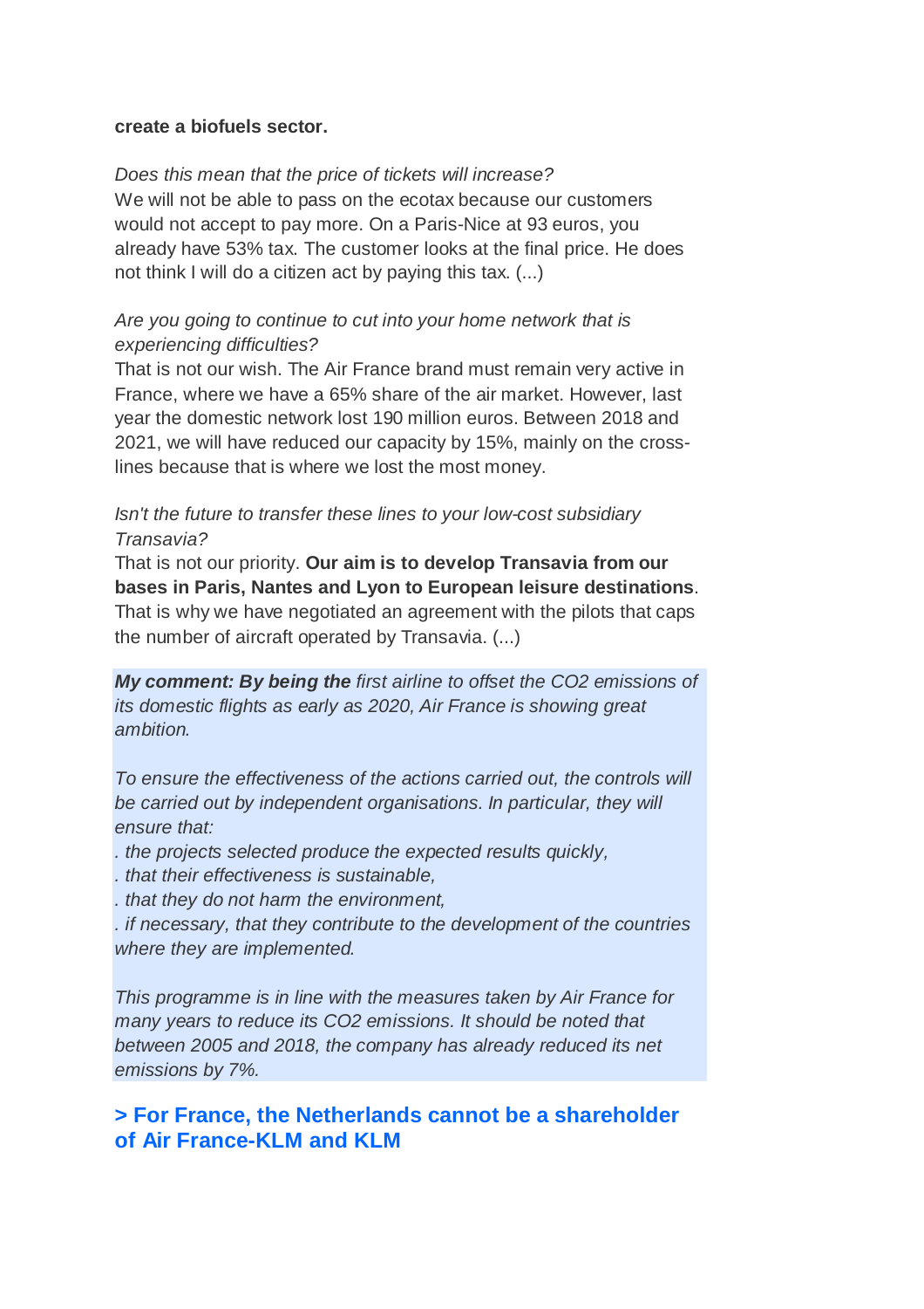**create a biofuels sector.**

*Does this mean that the price of tickets will increase?*
We will not be able to pass on the ecotax because our customers would not accept to pay more. On a Paris-Nice at 93 euros, you already have 53% tax. The customer looks at the final price. He does not think I will do a citizen act by paying this tax. (...)

*Are you going to continue to cut into your home network that is experiencing difficulties?*
That is not our wish. The Air France brand must remain very active in France, where we have a 65% share of the air market. However, last year the domestic network lost 190 million euros. Between 2018 and 2021, we will have reduced our capacity by 15%, mainly on the cross-lines because that is where we lost the most money.

*Isn't the future to transfer these lines to your low-cost subsidiary Transavia?*
That is not our priority. **Our aim is to develop Transavia from our bases in Paris, Nantes and Lyon to European leisure destinations**. That is why we have negotiated an agreement with the pilots that caps the number of aircraft operated by Transavia. (...)

***My comment: By being the** first airline to offset the $CO_2$ emissions of its domestic flights as early as 2020, Air France is showing great ambition.*

*To ensure the effectiveness of the actions carried out, the controls will be carried out by independent organisations. In particular, they will ensure that:*
*. the projects selected produce the expected results quickly,*
*. that their effectiveness is sustainable,*
*. that they do not harm the environment,*
*. if necessary, that they contribute to the development of the countries where they are implemented.*

*This programme is in line with the measures taken by Air France for many years to reduce its $CO_2$ emissions. It should be noted that between 2005 and 2018, the company has already reduced its net emissions by 7%.*

## > For France, the Netherlands cannot be a shareholder of Air France-KLM and KLM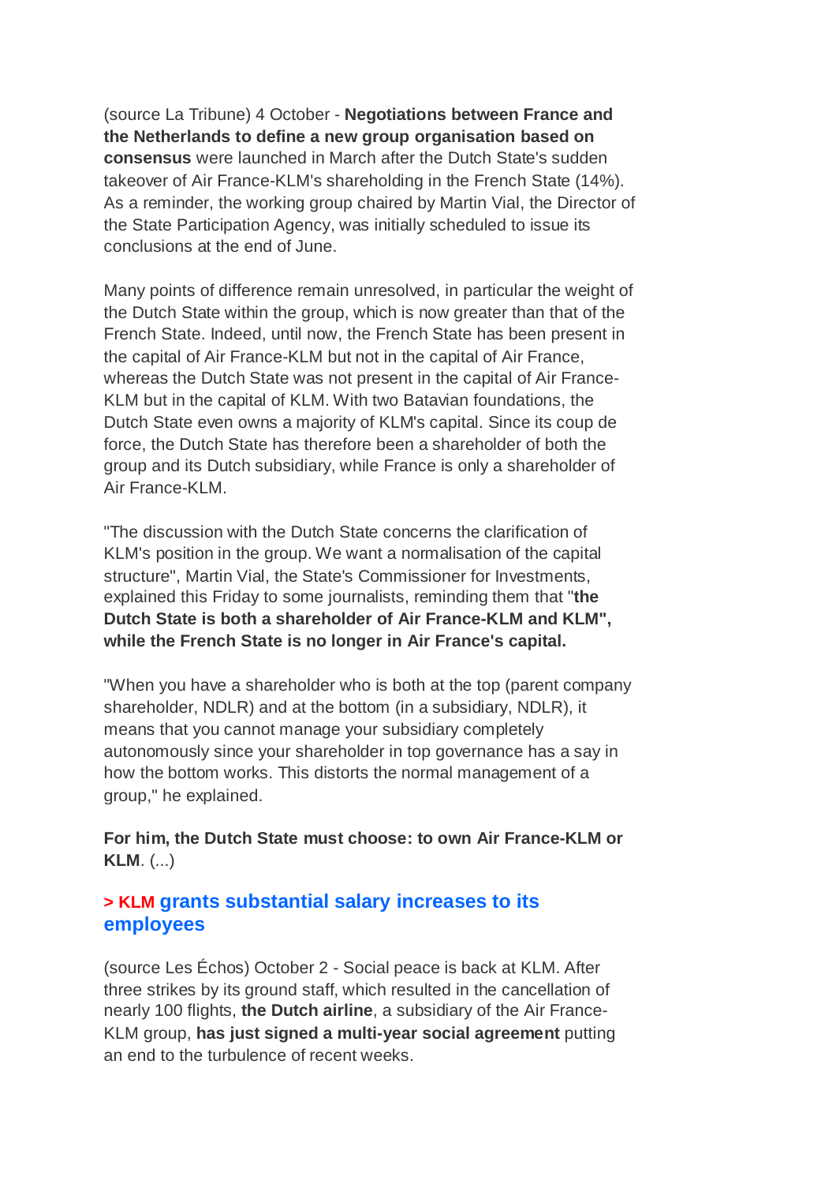(source La Tribune) 4 October - **Negotiations between France and the Netherlands to define a new group organisation based on consensus** were launched in March after the Dutch State's sudden takeover of Air France-KLM's shareholding in the French State (14%). As a reminder, the working group chaired by Martin Vial, the Director of the State Participation Agency, was initially scheduled to issue its conclusions at the end of June.

Many points of difference remain unresolved, in particular the weight of the Dutch State within the group, which is now greater than that of the French State. Indeed, until now, the French State has been present in the capital of Air France-KLM but not in the capital of Air France, whereas the Dutch State was not present in the capital of Air France-KLM but in the capital of KLM. With two Batavian foundations, the Dutch State even owns a majority of KLM's capital. Since its coup de force, the Dutch State has therefore been a shareholder of both the group and its Dutch subsidiary, while France is only a shareholder of Air France-KLM.

"The discussion with the Dutch State concerns the clarification of KLM's position in the group. We want a normalisation of the capital structure", Martin Vial, the State's Commissioner for Investments, explained this Friday to some journalists, reminding them that "**the Dutch State is both a shareholder of Air France-KLM and KLM", while the French State is no longer in Air France's capital.**

"When you have a shareholder who is both at the top (parent company shareholder, NDLR) and at the bottom (in a subsidiary, NDLR), it means that you cannot manage your subsidiary completely autonomously since your shareholder in top governance has a say in how the bottom works. This distorts the normal management of a group," he explained.

**For him, the Dutch State must choose: to own Air France-KLM or KLM**. (...)

### > KLM grants substantial salary increases to its employees

(source Les Échos) October 2 - Social peace is back at KLM. After three strikes by its ground staff, which resulted in the cancellation of nearly 100 flights, **the Dutch airline**, a subsidiary of the Air France-KLM group, **has just signed a multi-year social agreement** putting an end to the turbulence of recent weeks.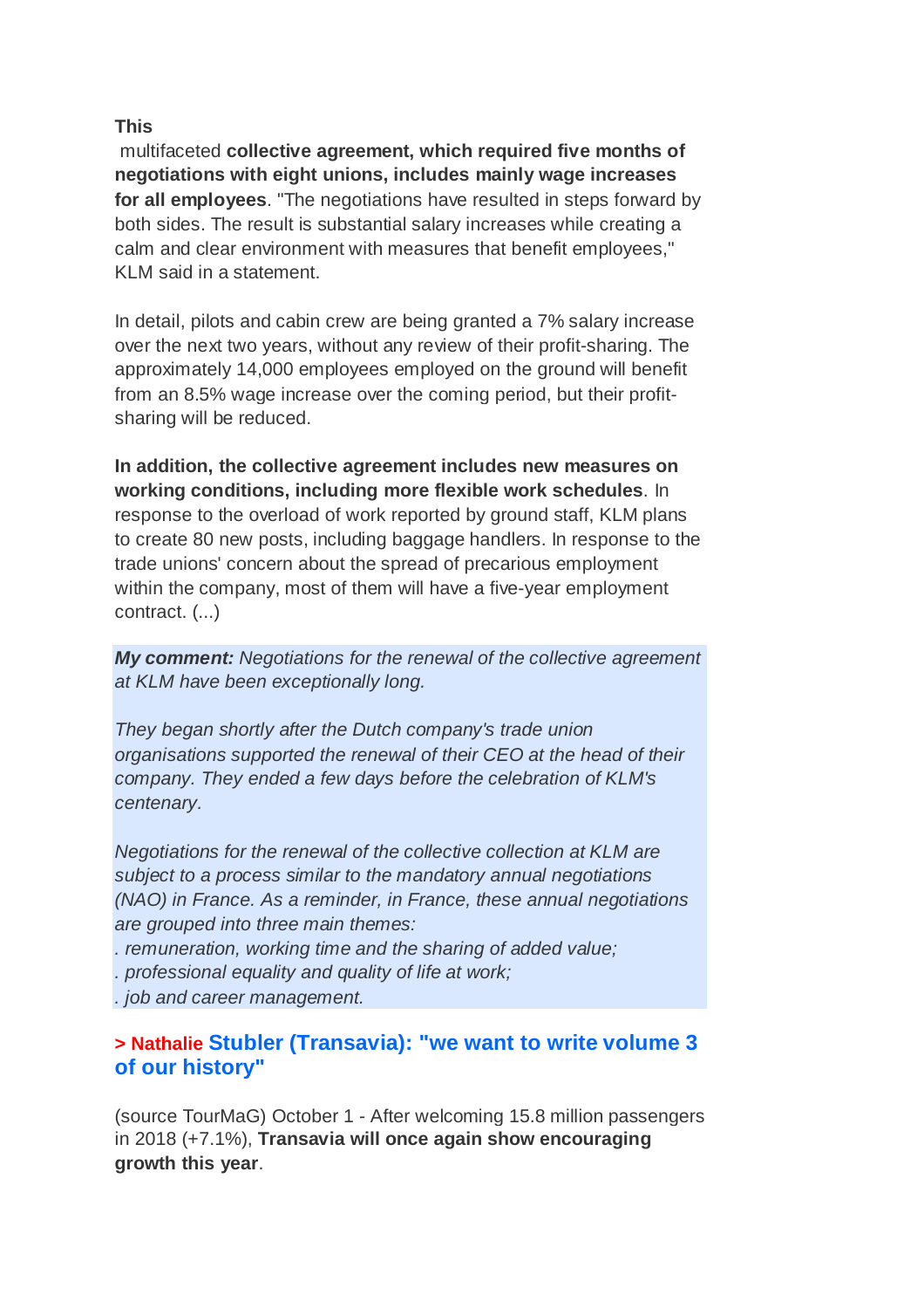**This**
multifaceted **collective agreement, which required five months of negotiations with eight unions, includes mainly wage increases for all employees**. "The negotiations have resulted in steps forward by both sides. The result is substantial salary increases while creating a calm and clear environment with measures that benefit employees," KLM said in a statement.

In detail, pilots and cabin crew are being granted a 7% salary increase over the next two years, without any review of their profit-sharing. The approximately 14,000 employees employed on the ground will benefit from an 8.5% wage increase over the coming period, but their profit-sharing will be reduced.

**In addition, the collective agreement includes new measures on working conditions, including more flexible work schedules**. In response to the overload of work reported by ground staff, KLM plans to create 80 new posts, including baggage handlers. In response to the trade unions' concern about the spread of precarious employment within the company, most of them will have a five-year employment contract. (...)

***My comment:*** *Negotiations for the renewal of the collective agreement at KLM have been exceptionally long.*

*They began shortly after the Dutch company's trade union organisations supported the renewal of their CEO at the head of their company. They ended a few days before the celebration of KLM's centenary.*

*Negotiations for the renewal of the collective collection at KLM are subject to a process similar to the mandatory annual negotiations (NAO) in France. As a reminder, in France, these annual negotiations are grouped into three main themes:*
*. remuneration, working time and the sharing of added value;*
*. professional equality and quality of life at work;*
*. job and career management.*

### > Nathalie Stubler (Transavia): "we want to write volume 3 of our history"

(source TourMaG) October 1 - After welcoming 15.8 million passengers in 2018 (+7.1%), **Transavia will once again show encouraging growth this year**.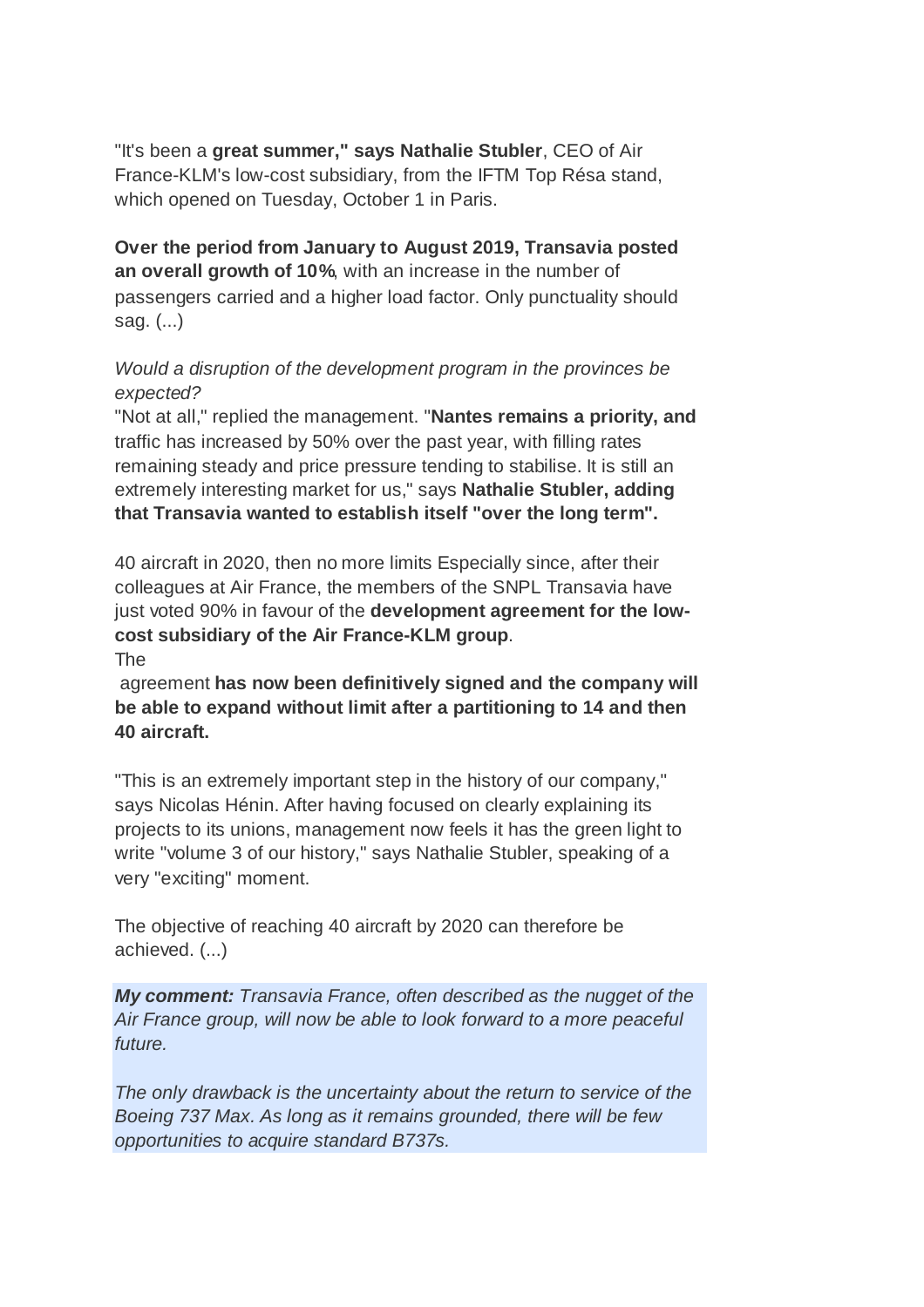"It's been a **great summer," says Nathalie Stubler**, CEO of Air France-KLM's low-cost subsidiary, from the IFTM Top Résa stand, which opened on Tuesday, October 1 in Paris.

**Over the period from January to August 2019, Transavia posted an overall growth of 10%**, with an increase in the number of passengers carried and a higher load factor. Only punctuality should sag. (...)

*Would a disruption of the development program in the provinces be expected?*

"Not at all," replied the management. "**Nantes remains a priority, and** traffic has increased by 50% over the past year, with filling rates remaining steady and price pressure tending to stabilise. It is still an extremely interesting market for us," says **Nathalie Stubler, adding that Transavia wanted to establish itself "over the long term".**

40 aircraft in 2020, then no more limits Especially since, after their colleagues at Air France, the members of the SNPL Transavia have just voted 90% in favour of the **development agreement for the low-cost subsidiary of the Air France-KLM group**.

The

agreement **has now been definitively signed and the company will be able to expand without limit after a partitioning to 14 and then 40 aircraft.**

"This is an extremely important step in the history of our company," says Nicolas Hénin. After having focused on clearly explaining its projects to its unions, management now feels it has the green light to write "volume 3 of our history," says Nathalie Stubler, speaking of a very "exciting" moment.

The objective of reaching 40 aircraft by 2020 can therefore be achieved. (...)

***My comment:*** *Transavia France, often described as the nugget of the Air France group, will now be able to look forward to a more peaceful future.*

*The only drawback is the uncertainty about the return to service of the Boeing 737 Max. As long as it remains grounded, there will be few opportunities to acquire standard B737s.*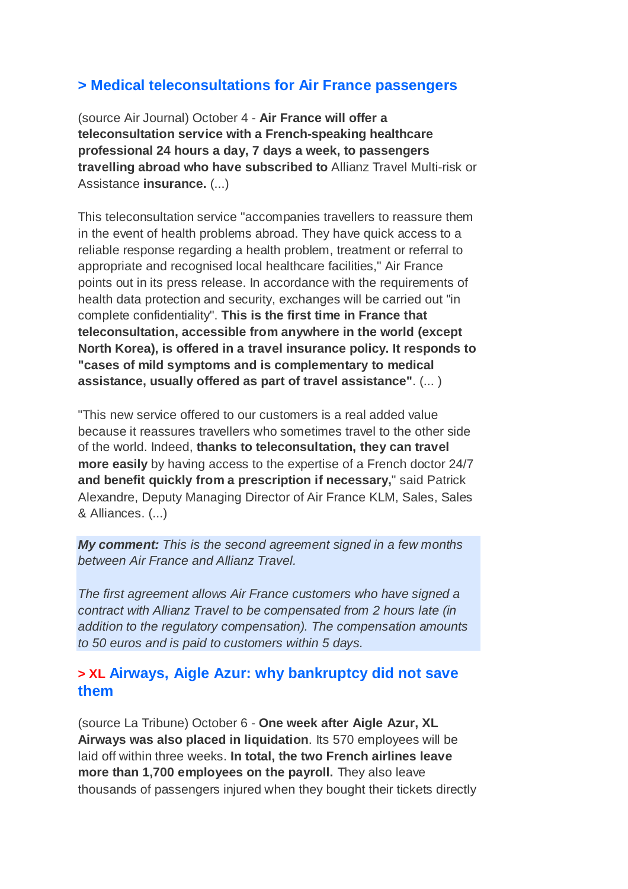## > Medical teleconsultations for Air France passengers

(source Air Journal) October 4 - **Air France will offer a teleconsultation service with a French-speaking healthcare professional 24 hours a day, 7 days a week, to passengers travelling abroad who have subscribed to** Allianz Travel Multi-risk or Assistance **insurance.** (...)

This teleconsultation service "accompanies travellers to reassure them in the event of health problems abroad. They have quick access to a reliable response regarding a health problem, treatment or referral to appropriate and recognised local healthcare facilities," Air France points out in its press release. In accordance with the requirements of health data protection and security, exchanges will be carried out "in complete confidentiality". **This is the first time in France that teleconsultation, accessible from anywhere in the world (except North Korea), is offered in a travel insurance policy. It responds to "cases of mild symptoms and is complementary to medical assistance, usually offered as part of travel assistance"**. (... )

"This new service offered to our customers is a real added value because it reassures travellers who sometimes travel to the other side of the world. Indeed, **thanks to teleconsultation, they can travel more easily** by having access to the expertise of a French doctor 24/7 **and benefit quickly from a prescription if necessary,**" said Patrick Alexandre, Deputy Managing Director of Air France KLM, Sales, Sales & Alliances. (...)

***My comment:*** *This is the second agreement signed in a few months between Air France and Allianz Travel.*

*The first agreement allows Air France customers who have signed a contract with Allianz Travel to be compensated from 2 hours late (in addition to the regulatory compensation). The compensation amounts to 50 euros and is paid to customers within 5 days.*

## > XL Airways, Aigle Azur: why bankruptcy did not save them

(source La Tribune) October 6 - **One week after Aigle Azur, XL Airways was also placed in liquidation**. Its 570 employees will be laid off within three weeks. **In total, the two French airlines leave more than 1,700 employees on the payroll.** They also leave thousands of passengers injured when they bought their tickets directly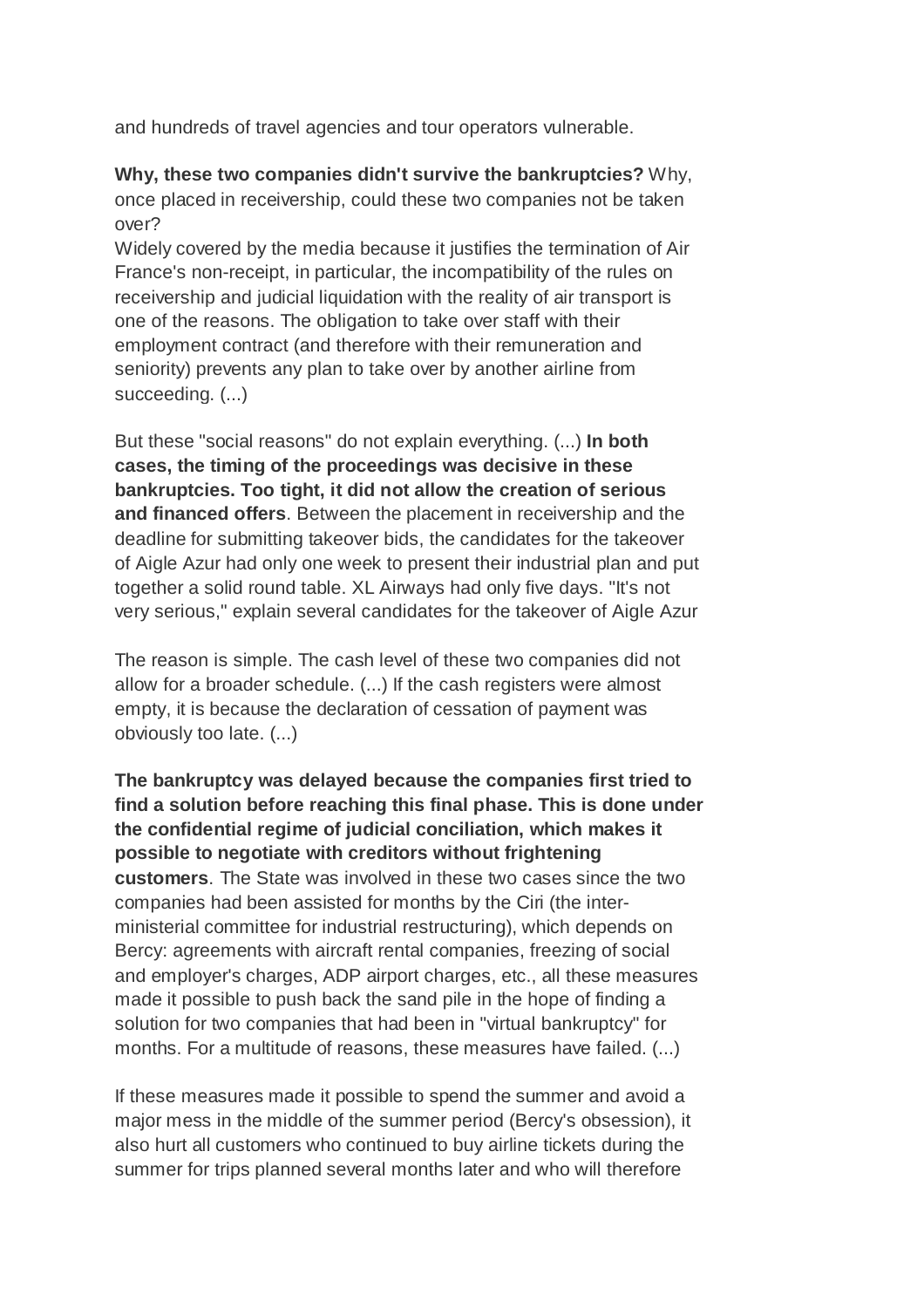and hundreds of travel agencies and tour operators vulnerable.

**Why, these two companies didn't survive the bankruptcies?** Why, once placed in receivership, could these two companies not be taken over?
Widely covered by the media because it justifies the termination of Air France's non-receipt, in particular, the incompatibility of the rules on receivership and judicial liquidation with the reality of air transport is one of the reasons. The obligation to take over staff with their employment contract (and therefore with their remuneration and seniority) prevents any plan to take over by another airline from succeeding. (...)

But these "social reasons" do not explain everything. (...) **In both cases, the timing of the proceedings was decisive in these bankruptcies. Too tight, it did not allow the creation of serious and financed offers**. Between the placement in receivership and the deadline for submitting takeover bids, the candidates for the takeover of Aigle Azur had only one week to present their industrial plan and put together a solid round table. XL Airways had only five days. "It's not very serious," explain several candidates for the takeover of Aigle Azur

The reason is simple. The cash level of these two companies did not allow for a broader schedule. (...) If the cash registers were almost empty, it is because the declaration of cessation of payment was obviously too late. (...)

**The bankruptcy was delayed because the companies first tried to find a solution before reaching this final phase. This is done under the confidential regime of judicial conciliation, which makes it possible to negotiate with creditors without frightening customers**. The State was involved in these two cases since the two companies had been assisted for months by the Ciri (the inter-ministerial committee for industrial restructuring), which depends on Bercy: agreements with aircraft rental companies, freezing of social and employer's charges, ADP airport charges, etc., all these measures made it possible to push back the sand pile in the hope of finding a solution for two companies that had been in "virtual bankruptcy" for months. For a multitude of reasons, these measures have failed. (...)

If these measures made it possible to spend the summer and avoid a major mess in the middle of the summer period (Bercy's obsession), it also hurt all customers who continued to buy airline tickets during the summer for trips planned several months later and who will therefore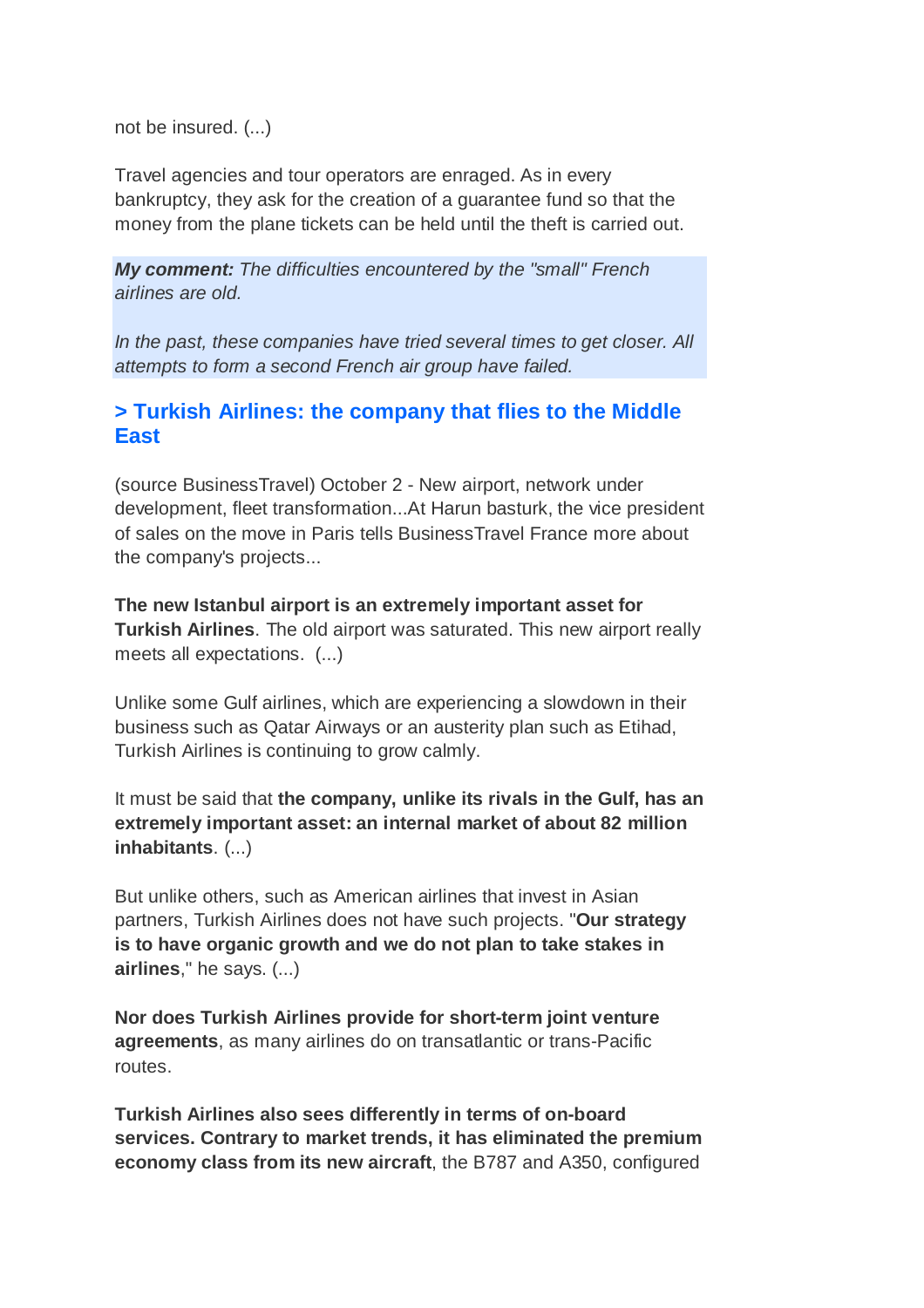not be insured. (...)

Travel agencies and tour operators are enraged. As in every bankruptcy, they ask for the creation of a guarantee fund so that the money from the plane tickets can be held until the theft is carried out.

> ***My comment:*** *The difficulties encountered by the "small" French airlines are old.*
>
> *In the past, these companies have tried several times to get closer. All attempts to form a second French air group have failed.*

### > Turkish Airlines: the company that flies to the Middle East

(source BusinessTravel) October 2 - New airport, network under development, fleet transformation...At Harun basturk, the vice president of sales on the move in Paris tells BusinessTravel France more about the company's projects...

**The new Istanbul airport is an extremely important asset for Turkish Airlines**. The old airport was saturated. This new airport really meets all expectations. (...)

Unlike some Gulf airlines, which are experiencing a slowdown in their business such as Qatar Airways or an austerity plan such as Etihad, Turkish Airlines is continuing to grow calmly.

It must be said that **the company, unlike its rivals in the Gulf, has an extremely important asset: an internal market of about 82 million inhabitants**. (...)

But unlike others, such as American airlines that invest in Asian partners, Turkish Airlines does not have such projects. "**Our strategy is to have organic growth and we do not plan to take stakes in airlines**," he says. (...)

**Nor does Turkish Airlines provide for short-term joint venture agreements**, as many airlines do on transatlantic or trans-Pacific routes.

**Turkish Airlines also sees differently in terms of on-board services. Contrary to market trends, it has eliminated the premium economy class from its new aircraft**, the B787 and A350, configured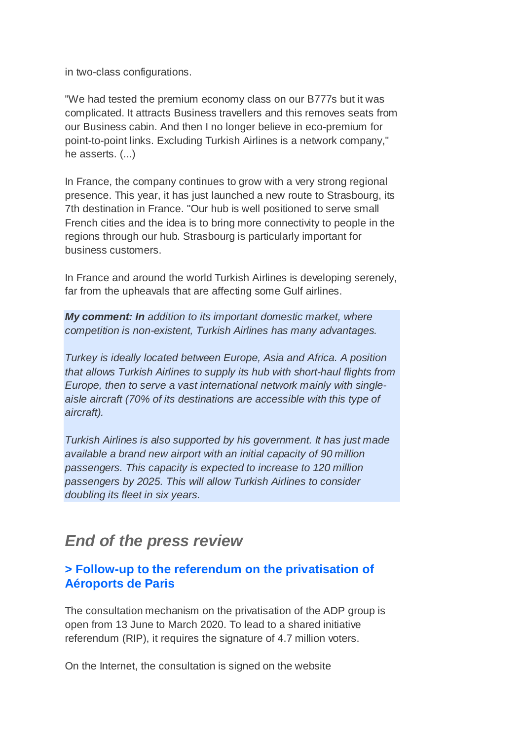in two-class configurations.

"We had tested the premium economy class on our B777s but it was complicated. It attracts Business travellers and this removes seats from our Business cabin. And then I no longer believe in eco-premium for point-to-point links. Excluding Turkish Airlines is a network company," he asserts. (...)

In France, the company continues to grow with a very strong regional presence. This year, it has just launched a new route to Strasbourg, its 7th destination in France. "Our hub is well positioned to serve small French cities and the idea is to bring more connectivity to people in the regions through our hub. Strasbourg is particularly important for business customers.

In France and around the world Turkish Airlines is developing serenely, far from the upheavals that are affecting some Gulf airlines.

***My comment: In*** *addition to its important domestic market, where competition is non-existent, Turkish Airlines has many advantages.*

*Turkey is ideally located between Europe, Asia and Africa. A position that allows Turkish Airlines to supply its hub with short-haul flights from Europe, then to serve a vast international network mainly with single-aisle aircraft (70% of its destinations are accessible with this type of aircraft).*

*Turkish Airlines is also supported by his government. It has just made available a brand new airport with an initial capacity of 90 million passengers. This capacity is expected to increase to 120 million passengers by 2025. This will allow Turkish Airlines to consider doubling its fleet in six years.*

## *End of the press review*

### > Follow-up to the referendum on the privatisation of Aéroports de Paris

The consultation mechanism on the privatisation of the ADP group is open from 13 June to March 2020. To lead to a shared initiative referendum (RIP), it requires the signature of 4.7 million voters.

On the Internet, the consultation is signed on the website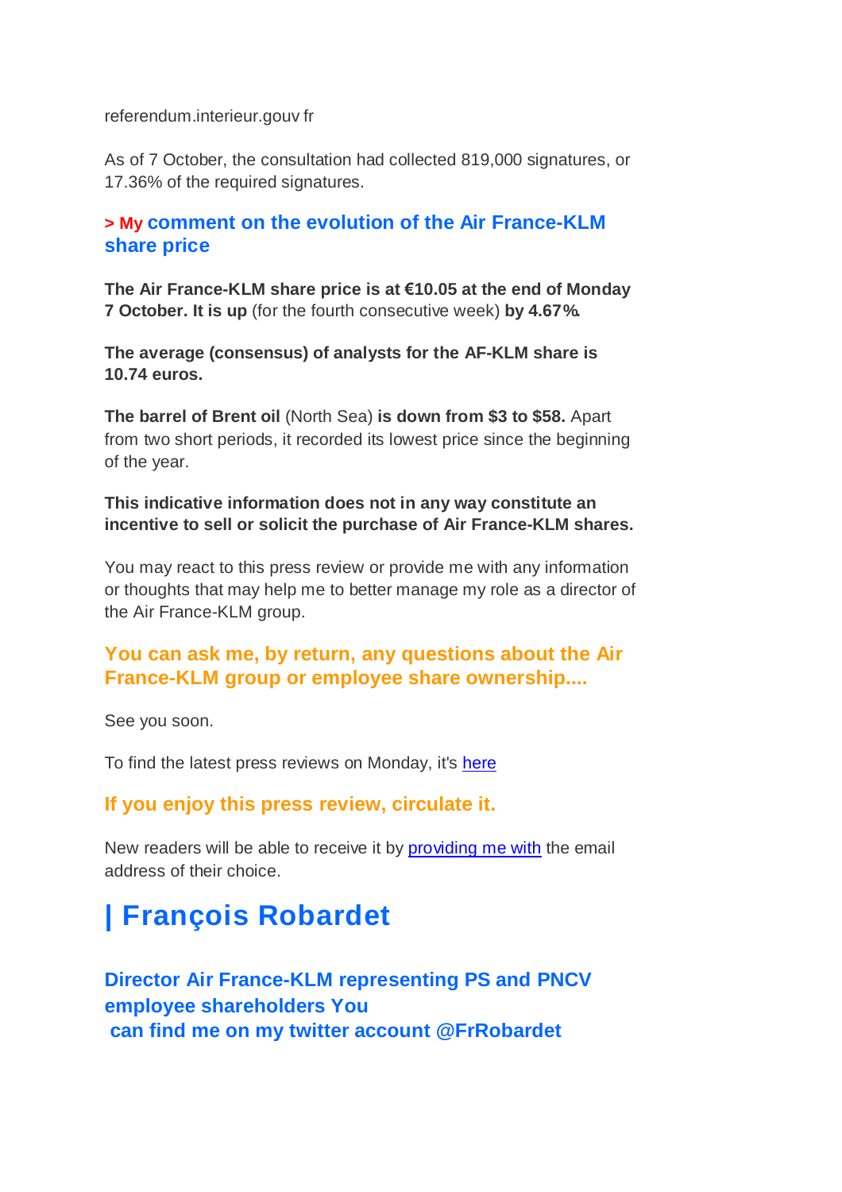referendum.interieur.gouv fr

As of 7 October, the consultation had collected 819,000 signatures, or 17.36% of the required signatures.

### > My comment on the evolution of the Air France-KLM share price

**The Air France-KLM share price is at €10.05 at the end of Monday 7 October. It is up** (for the fourth consecutive week) **by 4.67%.**

**The average (consensus) of analysts for the AF-KLM share is 10.74 euros.**

**The barrel of Brent oil** (North Sea) **is down from $3 to $58.** Apart from two short periods, it recorded its lowest price since the beginning of the year.

**This indicative information does not in any way constitute an incentive to sell or solicit the purchase of Air France-KLM shares.**

You may react to this press review or provide me with any information or thoughts that may help me to better manage my role as a director of the Air France-KLM group.

### You can ask me, by return, any questions about the Air France-KLM group or employee share ownership....

See you soon.

To find the latest press reviews on Monday, it's here

### If you enjoy this press review, circulate it.

New readers will be able to receive it by providing me with the email address of their choice.

# | François Robardet

### Director Air France-KLM representing PS and PNCV employee shareholders You can find me on my twitter account @FrRobardet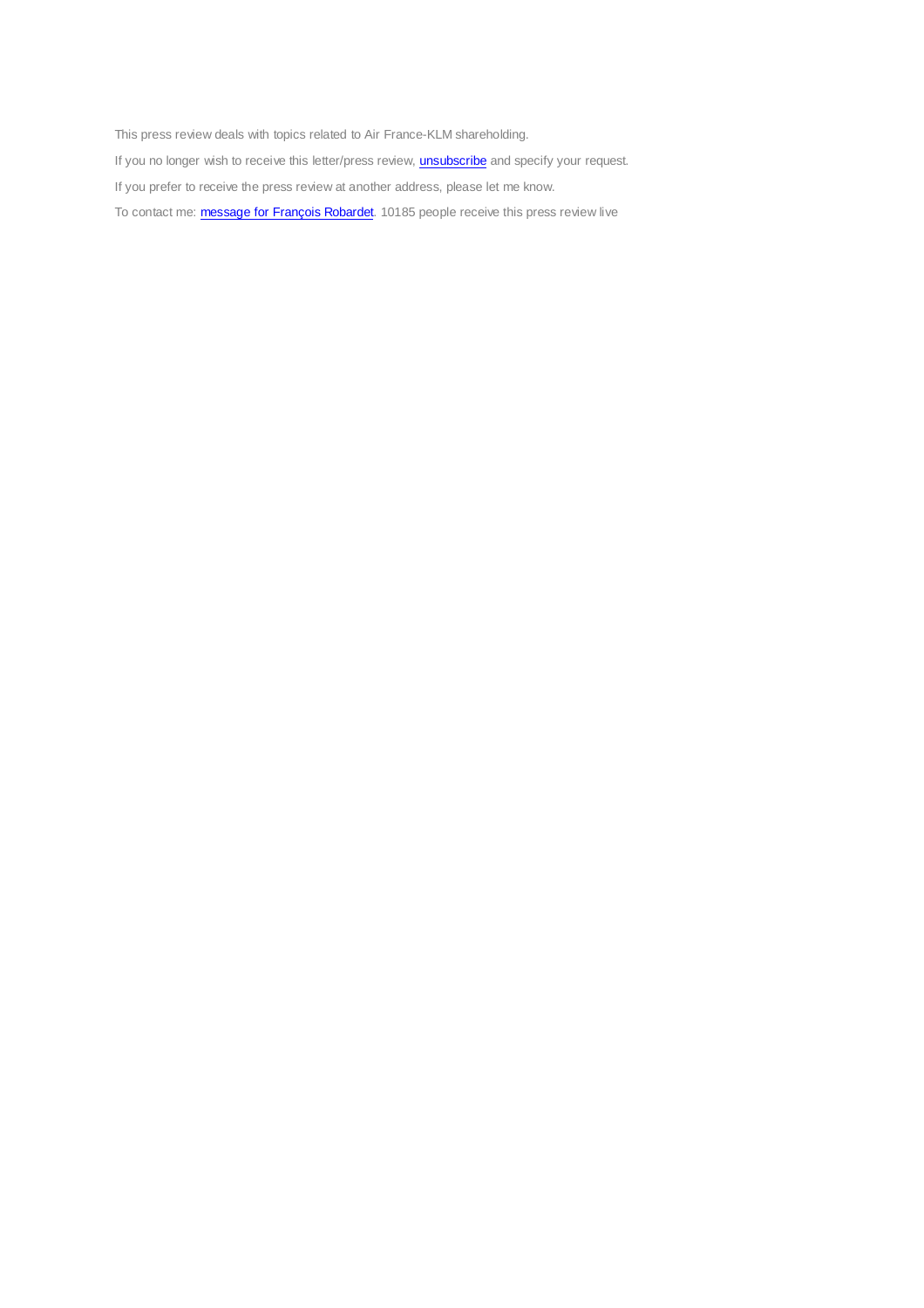This press review deals with topics related to Air France-KLM shareholding.

If you no longer wish to receive this letter/press review, unsubscribe and specify your request.

If you prefer to receive the press review at another address, please let me know.

To contact me: message for François Robardet. 10185 people receive this press review live